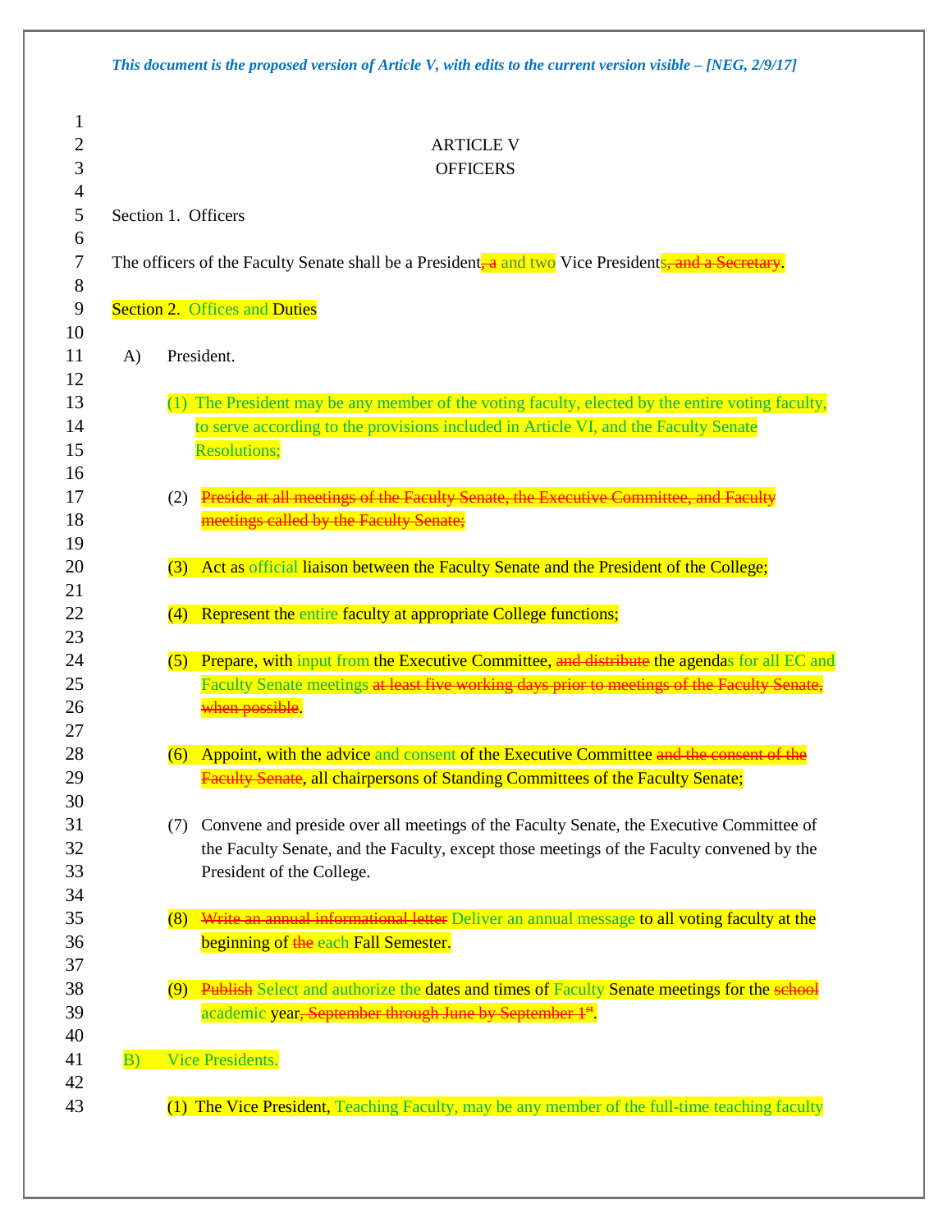*This document is the proposed version of Article V, with edits to the current version visible – [NEG, 2/9/17]*

# ARTICLE V
# OFFICERS

Section 1. Officers

The officers of the Faculty Senate shall be a President~~, a~~ and two Vice Presidents~~, and a Secretary~~.

Section 2. Offices and Duties

A) President.

(1) The President may be any member of the voting faculty, elected by the entire voting faculty, to serve according to the provisions included in Article VI, and the Faculty Senate Resolutions;

(2) ~~Preside at all meetings of the Faculty Senate, the Executive Committee, and Faculty meetings called by the Faculty Senate;~~

(3) Act as official liaison between the Faculty Senate and the President of the College;

(4) Represent the entire faculty at appropriate College functions;

(5) Prepare, with input from the Executive Committee, ~~and distribute~~ the agendas for all EC and Faculty Senate meetings ~~at least five working days prior to meetings of the Faculty Senate, when possible~~.

(6) Appoint, with the advice and consent of the Executive Committee ~~and the consent of the Faculty Senate~~, all chairpersons of Standing Committees of the Faculty Senate;

(7) Convene and preside over all meetings of the Faculty Senate, the Executive Committee of the Faculty Senate, and the Faculty, except those meetings of the Faculty convened by the President of the College.

(8) ~~Write an annual informational letter~~ Deliver an annual message to all voting faculty at the beginning of ~~the~~ each Fall Semester.

(9) ~~Publish~~ Select and authorize the dates and times of Faculty Senate meetings for the ~~school~~ academic year~~, September through June by September 1st~~.

B) Vice Presidents.

(1) The Vice President, Teaching Faculty, may be any member of the full-time teaching faculty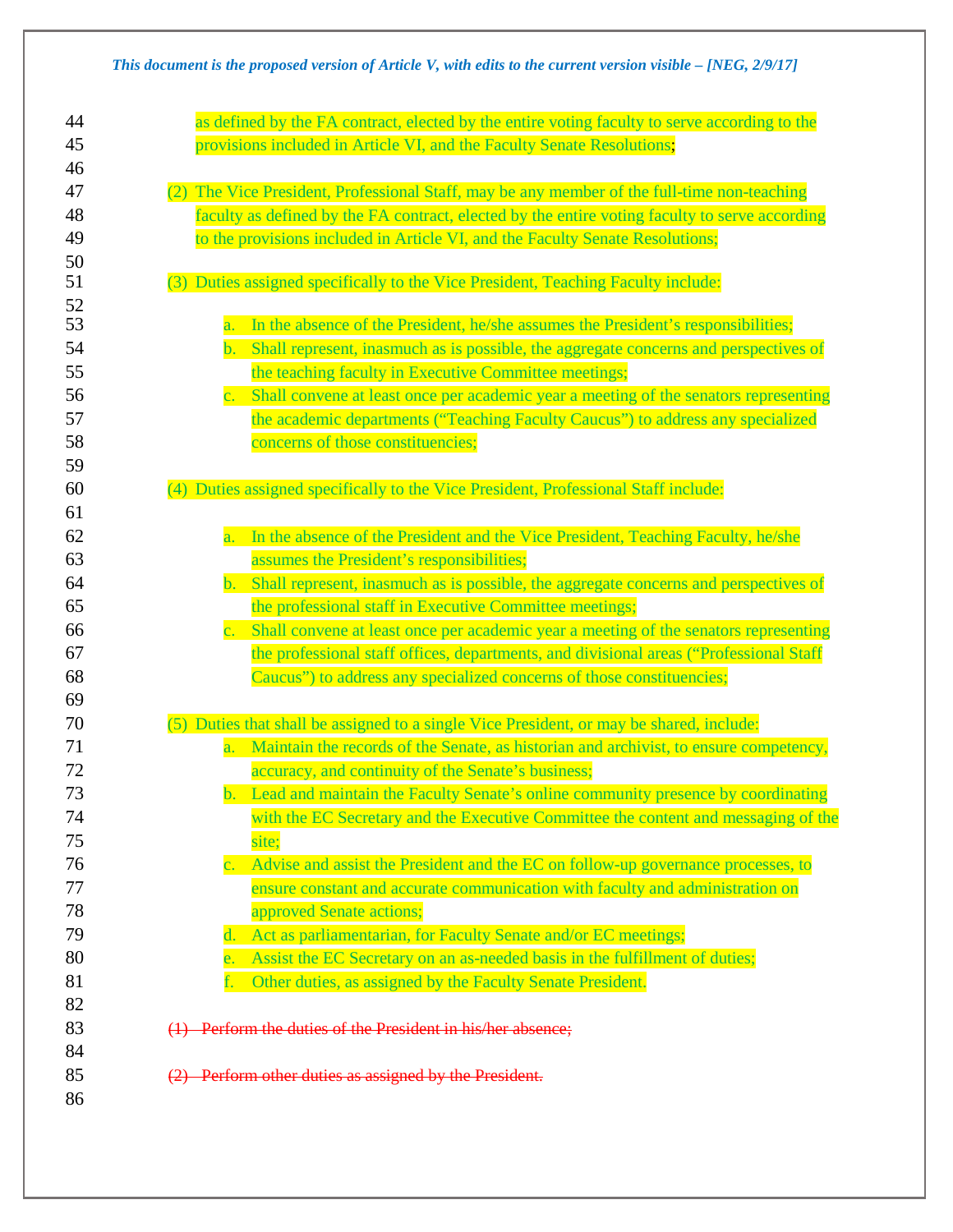*This document is the proposed version of Article V, with edits to the current version visible – [NEG, 2/9/17]*

as defined by the FA contract, elected by the entire voting faculty to serve according to the provisions included in Article VI, and the Faculty Senate Resolutions;

(2) The Vice President, Professional Staff, may be any member of the full-time non-teaching faculty as defined by the FA contract, elected by the entire voting faculty to serve according to the provisions included in Article VI, and the Faculty Senate Resolutions;

(3) Duties assigned specifically to the Vice President, Teaching Faculty include:

   a. In the absence of the President, he/she assumes the President's responsibilities;
   b. Shall represent, inasmuch as is possible, the aggregate concerns and perspectives of the teaching faculty in Executive Committee meetings;
   c. Shall convene at least once per academic year a meeting of the senators representing the academic departments ("Teaching Faculty Caucus") to address any specialized concerns of those constituencies;

(4) Duties assigned specifically to the Vice President, Professional Staff include:

   a. In the absence of the President and the Vice President, Teaching Faculty, he/she assumes the President's responsibilities;
   b. Shall represent, inasmuch as is possible, the aggregate concerns and perspectives of the professional staff in Executive Committee meetings;
   c. Shall convene at least once per academic year a meeting of the senators representing the professional staff offices, departments, and divisional areas ("Professional Staff Caucus") to address any specialized concerns of those constituencies;

(5) Duties that shall be assigned to a single Vice President, or may be shared, include:
   a. Maintain the records of the Senate, as historian and archivist, to ensure competency, accuracy, and continuity of the Senate's business;
   b. Lead and maintain the Faculty Senate's online community presence by coordinating with the EC Secretary and the Executive Committee the content and messaging of the site;
   c. Advise and assist the President and the EC on follow-up governance processes, to ensure constant and accurate communication with faculty and administration on approved Senate actions;
   d. Act as parliamentarian, for Faculty Senate and/or EC meetings;
   e. Assist the EC Secretary on an as-needed basis in the fulfillment of duties;
   f. Other duties, as assigned by the Faculty Senate President.

~~(1) Perform the duties of the President in his/her absence;~~

~~(2) Perform other duties as assigned by the President.~~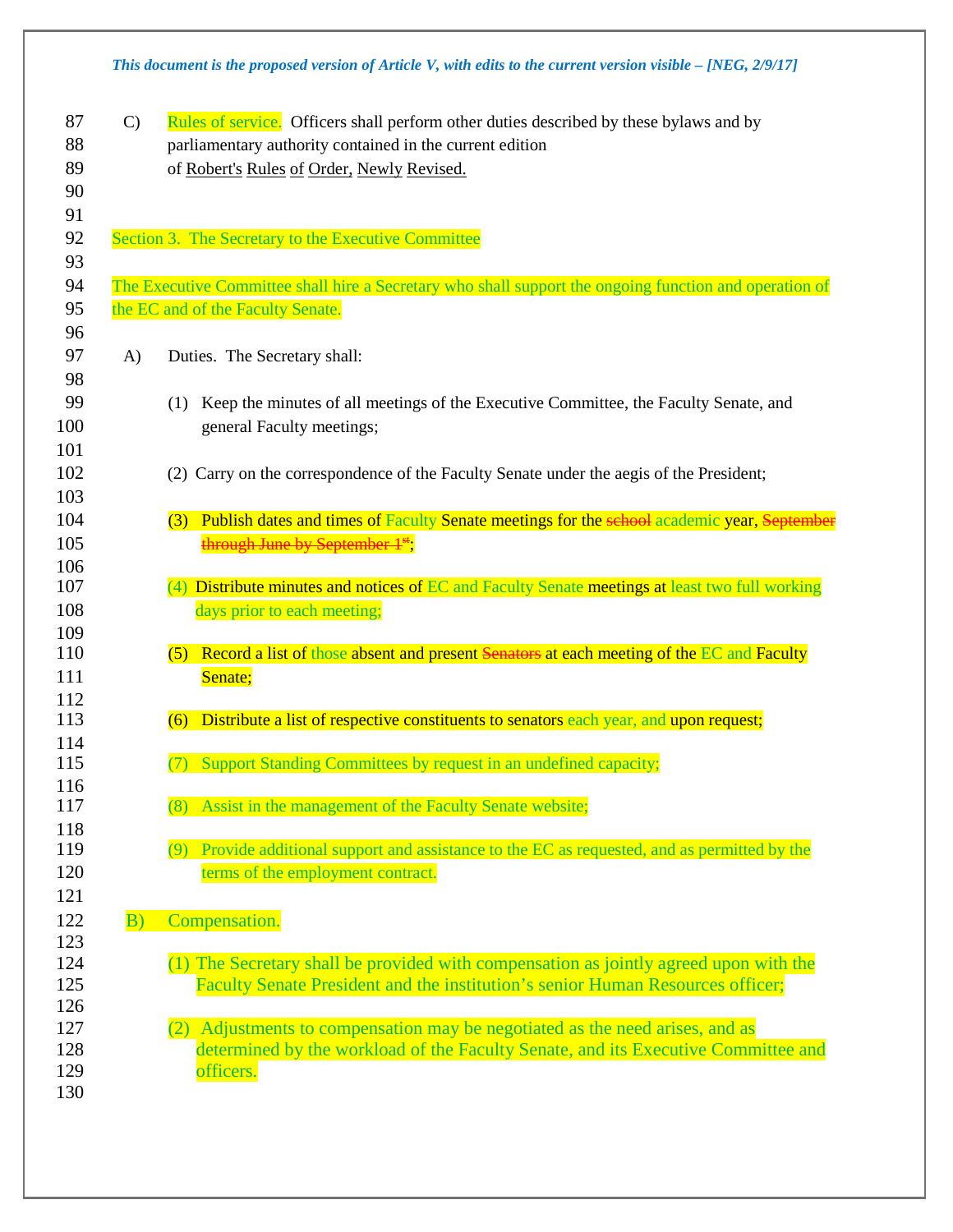*This document is the proposed version of Article V, with edits to the current version visible – [NEG, 2/9/17]*

C) Rules of service. Officers shall perform other duties described by these bylaws and by parliamentary authority contained in the current edition of Robert's Rules of Order, Newly Revised.

## Section 3. The Secretary to the Executive Committee

The Executive Committee shall hire a Secretary who shall support the ongoing function and operation of the EC and of the Faculty Senate.

A) Duties. The Secretary shall:

(1) Keep the minutes of all meetings of the Executive Committee, the Faculty Senate, and general Faculty meetings;

(2) Carry on the correspondence of the Faculty Senate under the aegis of the President;

(3) Publish dates and times of Faculty Senate meetings for the ~~school~~ academic year, ~~September through June by September 1st~~;

(4) Distribute minutes and notices of EC and Faculty Senate meetings at least two full working days prior to each meeting;

(5) Record a list of those absent and present ~~Senators~~ at each meeting of the EC and Faculty Senate;

(6) Distribute a list of respective constituents to senators each year, and upon request;

(7) Support Standing Committees by request in an undefined capacity;

(8) Assist in the management of the Faculty Senate website;

(9) Provide additional support and assistance to the EC as requested, and as permitted by the terms of the employment contract.

B) Compensation.

(1) The Secretary shall be provided with compensation as jointly agreed upon with the Faculty Senate President and the institution's senior Human Resources officer;

(2) Adjustments to compensation may be negotiated as the need arises, and as determined by the workload of the Faculty Senate, and its Executive Committee and officers.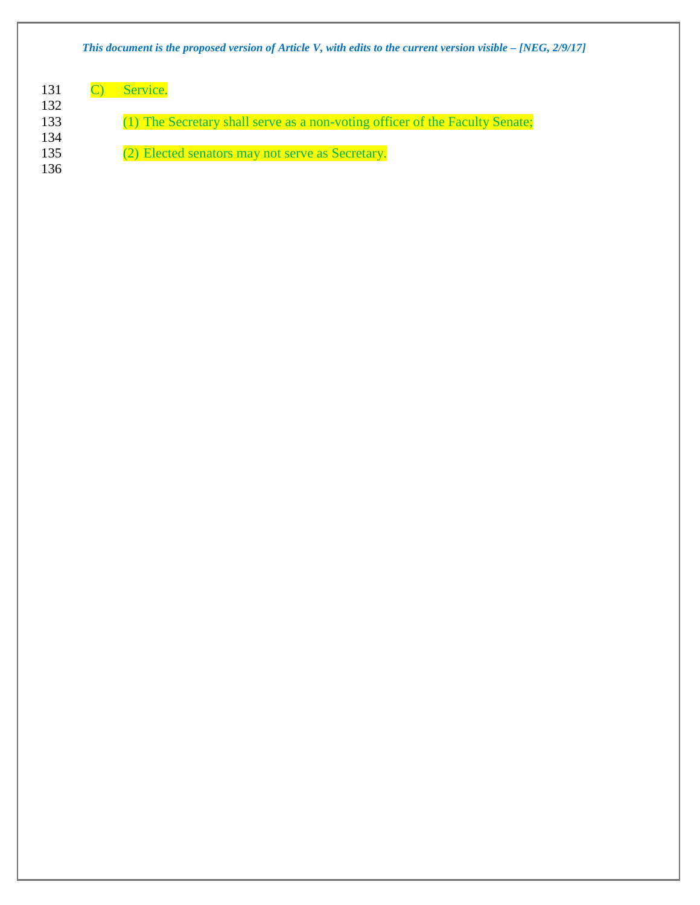C) Service.

(1) The Secretary shall serve as a non-voting officer of the Faculty Senate;

(2) Elected senators may not serve as Secretary.